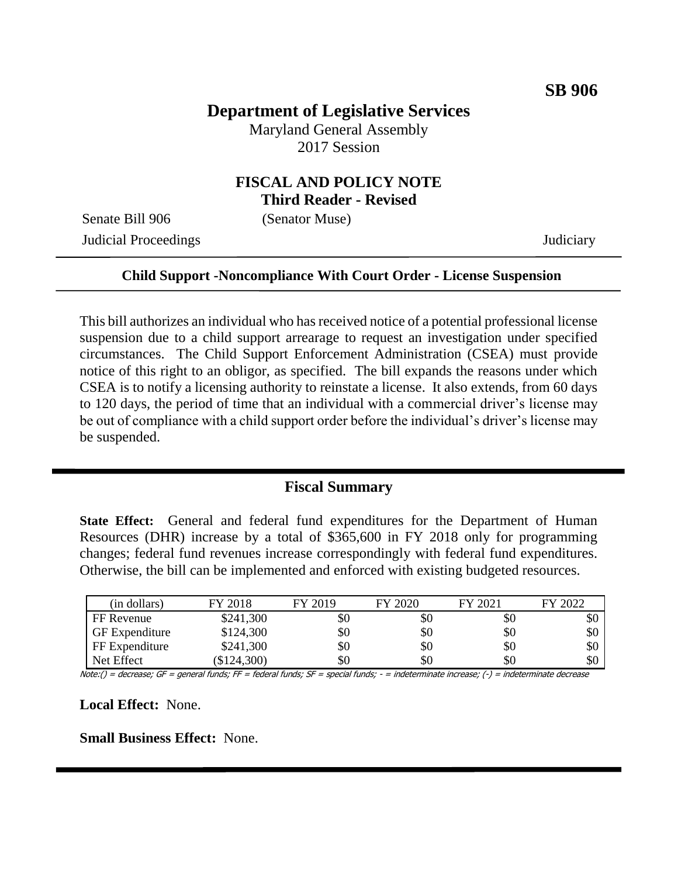**SB 906**

# Department of Legislative Services

Maryland General Assembly
2017 Session

## FISCAL AND POLICY NOTE
**Third Reader - Revised**

Senate Bill 906 (Senator Muse)
Judicial Proceedings Judiciary

**Child Support -Noncompliance With Court Order - License Suspension**

This bill authorizes an individual who has received notice of a potential professional license suspension due to a child support arrearage to request an investigation under specified circumstances. The Child Support Enforcement Administration (CSEA) must provide notice of this right to an obligor, as specified. The bill expands the reasons under which CSEA is to notify a licensing authority to reinstate a license. It also extends, from 60 days to 120 days, the period of time that an individual with a commercial driver's license may be out of compliance with a child support order before the individual's driver's license may be suspended.

## Fiscal Summary

**State Effect:** General and federal fund expenditures for the Department of Human Resources (DHR) increase by a total of $365,600 in FY 2018 only for programming changes; federal fund revenues increase correspondingly with federal fund expenditures. Otherwise, the bill can be implemented and enforced with existing budgeted resources.

| (in dollars) | FY 2018 | FY 2019 | FY 2020 | FY 2021 | FY 2022 |
|---|---|---|---|---|---|
| FF Revenue | $241,300 | $0 | $0 | $0 | $0 |
| GF Expenditure | $124,300 | $0 | $0 | $0 | $0 |
| FF Expenditure | $241,300 | $0 | $0 | $0 | $0 |
| Net Effect | ($124,300) | $0 | $0 | $0 | $0 |

Note:() = decrease; GF = general funds; FF = federal funds; SF = special funds; - = indeterminate increase; (-) = indeterminate decrease

**Local Effect:** None.

**Small Business Effect:** None.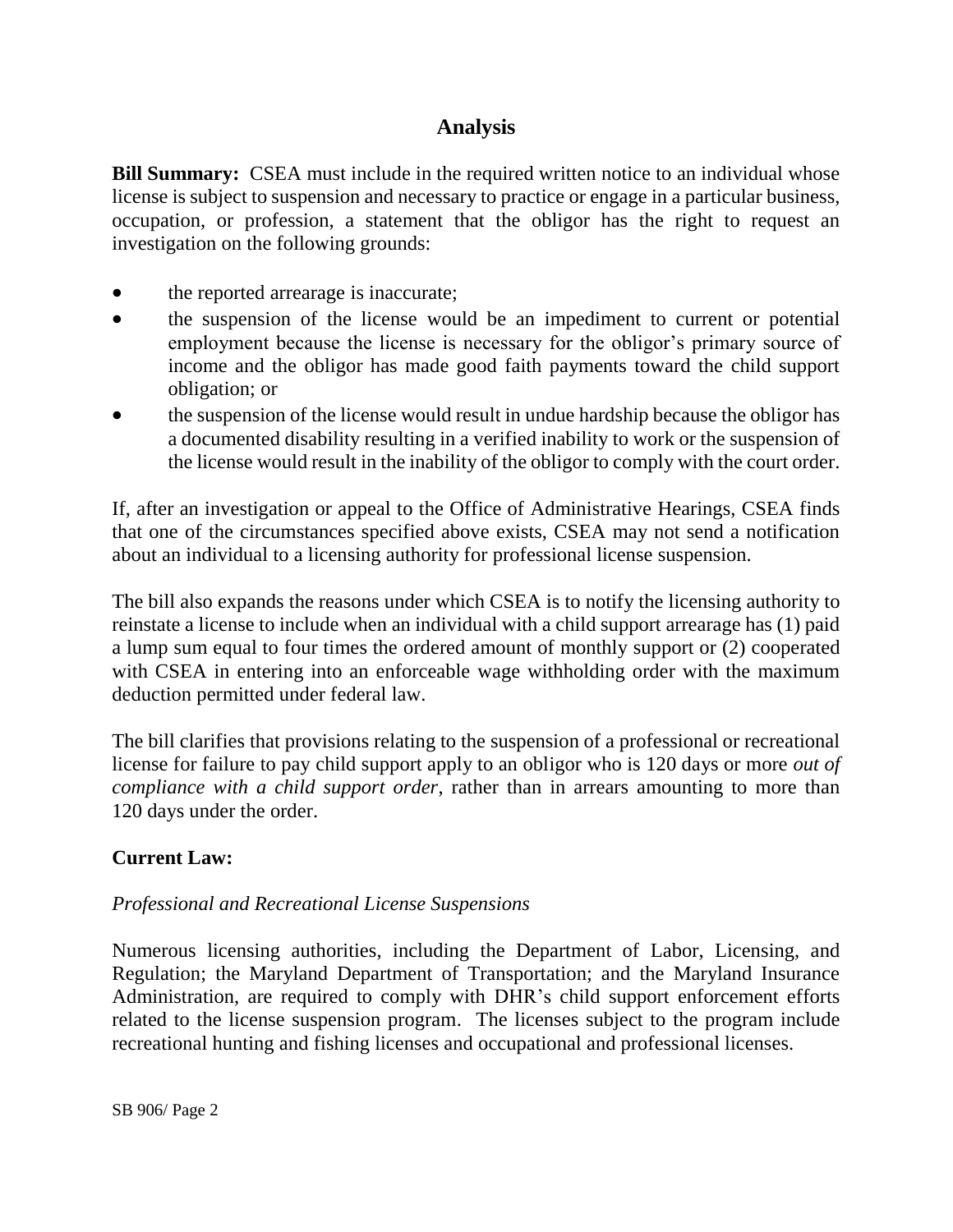## Analysis

**Bill Summary:** CSEA must include in the required written notice to an individual whose license is subject to suspension and necessary to practice or engage in a particular business, occupation, or profession, a statement that the obligor has the right to request an investigation on the following grounds:

- the reported arrearage is inaccurate;
- the suspension of the license would be an impediment to current or potential employment because the license is necessary for the obligor's primary source of income and the obligor has made good faith payments toward the child support obligation; or
- the suspension of the license would result in undue hardship because the obligor has a documented disability resulting in a verified inability to work or the suspension of the license would result in the inability of the obligor to comply with the court order.

If, after an investigation or appeal to the Office of Administrative Hearings, CSEA finds that one of the circumstances specified above exists, CSEA may not send a notification about an individual to a licensing authority for professional license suspension.

The bill also expands the reasons under which CSEA is to notify the licensing authority to reinstate a license to include when an individual with a child support arrearage has (1) paid a lump sum equal to four times the ordered amount of monthly support or (2) cooperated with CSEA in entering into an enforceable wage withholding order with the maximum deduction permitted under federal law.

The bill clarifies that provisions relating to the suspension of a professional or recreational license for failure to pay child support apply to an obligor who is 120 days or more *out of compliance with a child support order*, rather than in arrears amounting to more than 120 days under the order.

**Current Law:**

*Professional and Recreational License Suspensions*

Numerous licensing authorities, including the Department of Labor, Licensing, and Regulation; the Maryland Department of Transportation; and the Maryland Insurance Administration, are required to comply with DHR's child support enforcement efforts related to the license suspension program. The licenses subject to the program include recreational hunting and fishing licenses and occupational and professional licenses.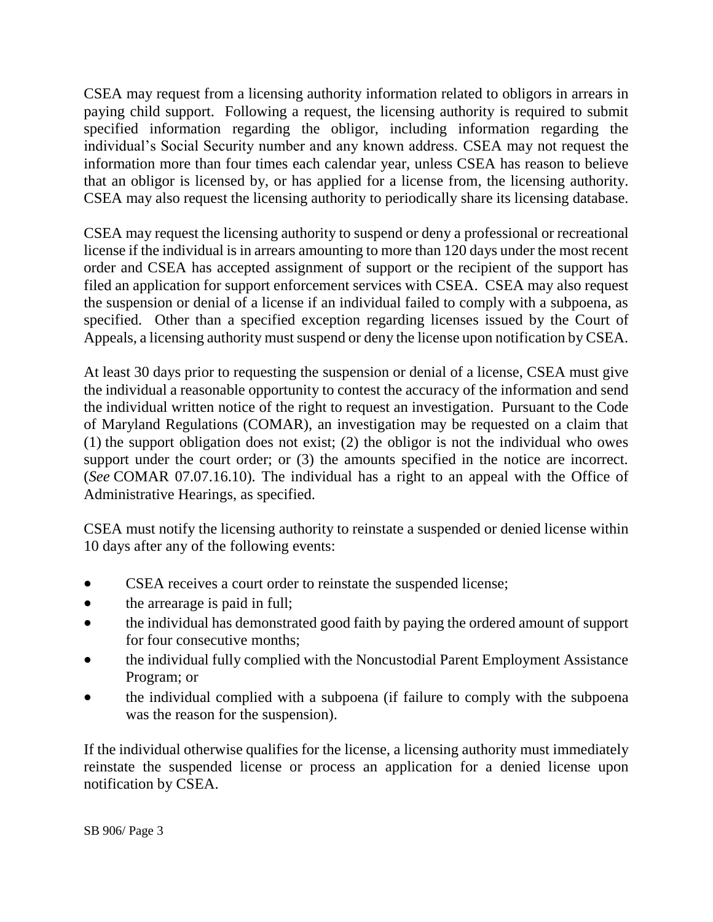CSEA may request from a licensing authority information related to obligors in arrears in paying child support. Following a request, the licensing authority is required to submit specified information regarding the obligor, including information regarding the individual's Social Security number and any known address. CSEA may not request the information more than four times each calendar year, unless CSEA has reason to believe that an obligor is licensed by, or has applied for a license from, the licensing authority. CSEA may also request the licensing authority to periodically share its licensing database.

CSEA may request the licensing authority to suspend or deny a professional or recreational license if the individual is in arrears amounting to more than 120 days under the most recent order and CSEA has accepted assignment of support or the recipient of the support has filed an application for support enforcement services with CSEA. CSEA may also request the suspension or denial of a license if an individual failed to comply with a subpoena, as specified. Other than a specified exception regarding licenses issued by the Court of Appeals, a licensing authority must suspend or deny the license upon notification by CSEA.

At least 30 days prior to requesting the suspension or denial of a license, CSEA must give the individual a reasonable opportunity to contest the accuracy of the information and send the individual written notice of the right to request an investigation. Pursuant to the Code of Maryland Regulations (COMAR), an investigation may be requested on a claim that (1) the support obligation does not exist; (2) the obligor is not the individual who owes support under the court order; or (3) the amounts specified in the notice are incorrect. (*See* COMAR 07.07.16.10). The individual has a right to an appeal with the Office of Administrative Hearings, as specified.

CSEA must notify the licensing authority to reinstate a suspended or denied license within 10 days after any of the following events:

- CSEA receives a court order to reinstate the suspended license;
- the arrearage is paid in full;
- the individual has demonstrated good faith by paying the ordered amount of support for four consecutive months;
- the individual fully complied with the Noncustodial Parent Employment Assistance Program; or
- the individual complied with a subpoena (if failure to comply with the subpoena was the reason for the suspension).

If the individual otherwise qualifies for the license, a licensing authority must immediately reinstate the suspended license or process an application for a denied license upon notification by CSEA.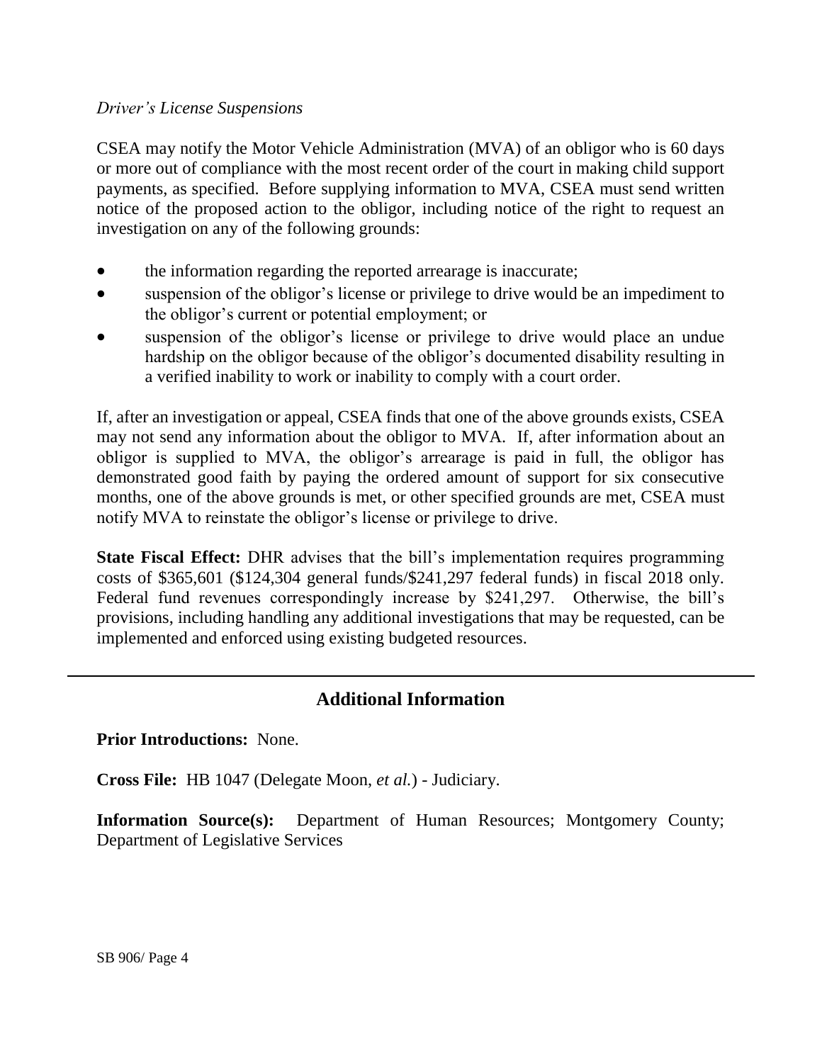*Driver's License Suspensions*

CSEA may notify the Motor Vehicle Administration (MVA) of an obligor who is 60 days or more out of compliance with the most recent order of the court in making child support payments, as specified. Before supplying information to MVA, CSEA must send written notice of the proposed action to the obligor, including notice of the right to request an investigation on any of the following grounds:

- the information regarding the reported arrearage is inaccurate;
- suspension of the obligor's license or privilege to drive would be an impediment to the obligor's current or potential employment; or
- suspension of the obligor's license or privilege to drive would place an undue hardship on the obligor because of the obligor's documented disability resulting in a verified inability to work or inability to comply with a court order.

If, after an investigation or appeal, CSEA finds that one of the above grounds exists, CSEA may not send any information about the obligor to MVA. If, after information about an obligor is supplied to MVA, the obligor's arrearage is paid in full, the obligor has demonstrated good faith by paying the ordered amount of support for six consecutive months, one of the above grounds is met, or other specified grounds are met, CSEA must notify MVA to reinstate the obligor's license or privilege to drive.

**State Fiscal Effect:** DHR advises that the bill's implementation requires programming costs of $365,601 ($124,304 general funds/$241,297 federal funds) in fiscal 2018 only. Federal fund revenues correspondingly increase by $241,297. Otherwise, the bill's provisions, including handling any additional investigations that may be requested, can be implemented and enforced using existing budgeted resources.

---

## Additional Information

**Prior Introductions:** None.

**Cross File:** HB 1047 (Delegate Moon, *et al.*) - Judiciary.

**Information Source(s):** Department of Human Resources; Montgomery County; Department of Legislative Services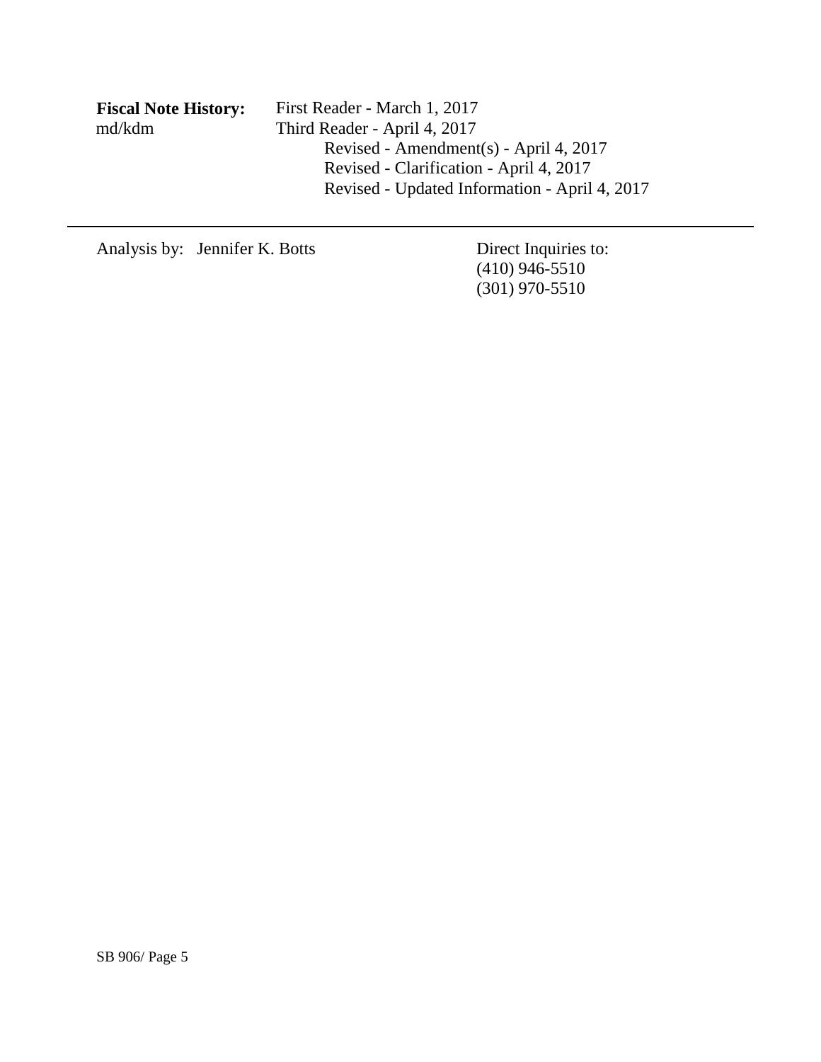**Fiscal Note History:** First Reader - March 1, 2017
md/kdm Third Reader - April 4, 2017
Revised - Amendment(s) - April 4, 2017
Revised - Clarification - April 4, 2017
Revised - Updated Information - April 4, 2017

---

Analysis by: Jennifer K. Botts

Direct Inquiries to:
(410) 946-5510
(301) 970-5510